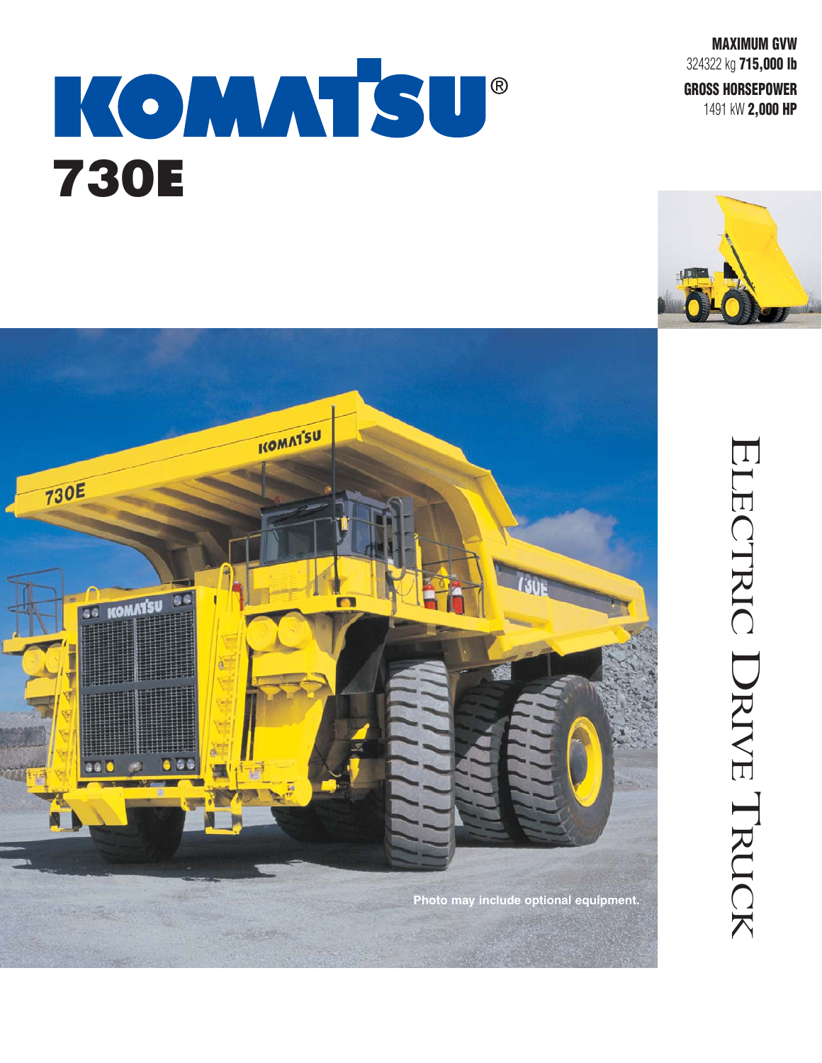# KOMATSU®
# 730E

**MAXIMUM GVW**
324322 kg **715,000 lb**

**GROSS HORSEPOWER**
1491 kW **2,000 HP**

Photo may include optional equipment.

## ELECTRIC DRIVE TRUCK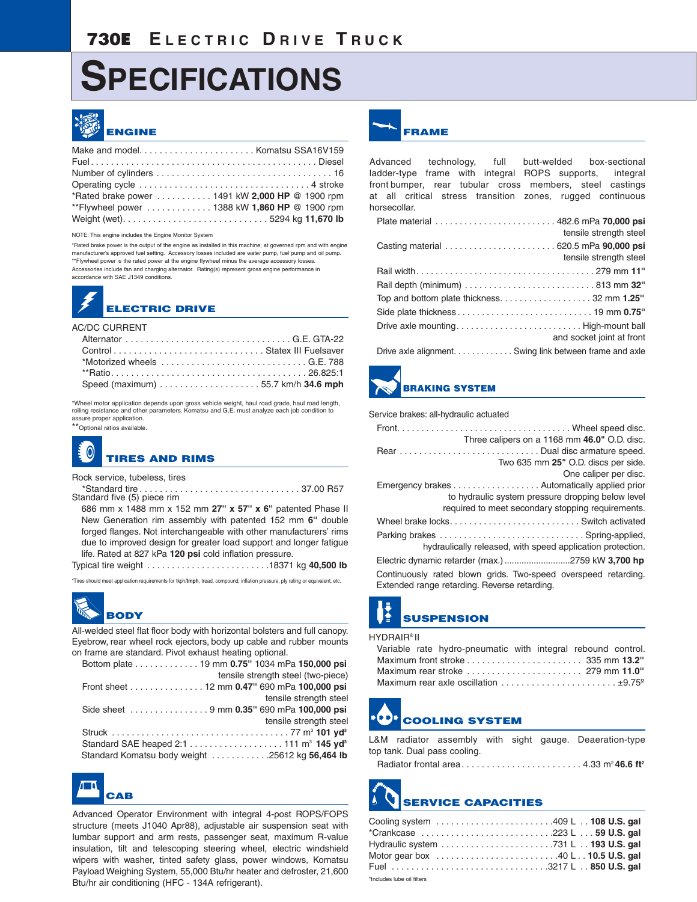# 730E Electric Drive Truck

# SPECIFICATIONS

## ENGINE

Make and model. . . . . . . . . . . . . . . . . . . . . . . Komatsu SSA16V159
Fuel . . . . . . . . . . . . . . . . . . . . . . . . . . . . . . . . . . . . . . . . . . . . . Diesel
Number of cylinders . . . . . . . . . . . . . . . . . . . . . . . . . . . . . . . . . . 16
Operating cycle . . . . . . . . . . . . . . . . . . . . . . . . . . . . . . . . . . 4 stroke
*Rated brake power . . . . . . . . . . . 1491 kW **2,000 HP** @ 1900 rpm
**Flywheel power . . . . . . . . . . . . . 1388 kW **1,860 HP** @ 1900 rpm
Weight (wet). . . . . . . . . . . . . . . . . . . . . . . . . . . . . 5294 kg **11,670 lb**

NOTE: This engine includes the Engine Monitor System

*Rated brake power is the output of the engine as installed in this machine, at governed rpm and with engine manufacturer's approved fuel setting. Accessory losses included are water pump, fuel pump and oil pump.
**Flywheel power is the rated power at the engine flywheel minus the average accessory losses. Accessories include fan and charging alternator. Rating(s) represent gross engine performance in accordance with SAE J1349 conditions.

## ELECTRIC DRIVE

AC/DC CURRENT

Alternator . . . . . . . . . . . . . . . . . . . . . . . . . . . . . . . . G.E. GTA-22
Control . . . . . . . . . . . . . . . . . . . . . . . . . . . . . . Statex III Fuelsaver
*Motorized wheels . . . . . . . . . . . . . . . . . . . . . . . . . . . . . G.E. 788
**Ratio. . . . . . . . . . . . . . . . . . . . . . . . . . . . . . . . . . . . . . . 26.825:1
Speed (maximum) . . . . . . . . . . . . . . . . . . . . 55.7 km/h **34.6 mph**

*Wheel motor application depends upon gross vehicle weight, haul road grade, haul road length, rolling resistance and other parameters. Komatsu and G.E. must analyze each job condition to assure proper application.
**Optional ratios available.

## TIRES AND RIMS

Rock service, tubeless, tires

*Standard tire . . . . . . . . . . . . . . . . . . . . . . . . . . . . . . . . 37.00 R57

Standard five (5) piece rim

686 mm x 1488 mm x 152 mm **27" x 57" x 6"** patented Phase II New Generation rim assembly with patented 152 mm **6"** double forged flanges. Not interchangeable with other manufacturers' rims due to improved design for greater load support and longer fatigue life. Rated at 827 kPa **120 psi** cold inflation pressure.

Typical tire weight . . . . . . . . . . . . . . . . . . . . . . . . .18371 kg **40,500 lb**

*Tires should meet application requirements for tkph/**tmph**, tread, compound, inflation pressure, ply rating or equivalent, etc.

## BODY

All-welded steel flat floor body with horizontal bolsters and full canopy. Eyebrow, rear wheel rock ejectors, body up cable and rubber mounts on frame are standard. Pivot exhaust heating optional.

Bottom plate . . . . . . . . . . . . . 19 mm **0.75"** 1034 mPa **150,000 psi** tensile strength steel (two-piece)
Front sheet . . . . . . . . . . . . . . . 12 mm **0.47"** 690 mPa **100,000 psi** tensile strength steel
Side sheet . . . . . . . . . . . . . . . . 9 mm **0.35"** 690 mPa **100,000 psi** tensile strength steel
Struck . . . . . . . . . . . . . . . . . . . . . . . . . . . . . . . . . . . . 77 m³ **101 yd³**
Standard SAE heaped 2:1 . . . . . . . . . . . . . . . . . . . 111 m³ **145 yd³**
Standard Komatsu body weight . . . . . . . . . . . .25612 kg **56,464 lb**

## CAB

Advanced Operator Environment with integral 4-post ROPS/FOPS structure (meets J1040 Apr88), adjustable air suspension seat with lumbar support and arm rests, passenger seat, maximum R-value insulation, tilt and telescoping steering wheel, electric windshield wipers with washer, tinted safety glass, power windows, Komatsu Payload Weighing System, 55,000 Btu/hr heater and defroster, 21,600 Btu/hr air conditioning (HFC - 134A refrigerant).

## FRAME

Advanced technology, full butt-welded box-sectional ladder-type frame with integral ROPS supports, integral front bumper, rear tubular cross members, steel castings at all critical stress transition zones, rugged continuous horsecollar.

Plate material . . . . . . . . . . . . . . . . . . . . . . . . . 482.6 mPa **70,000 psi** tensile strength steel
Casting material . . . . . . . . . . . . . . . . . . . . . . . 620.5 mPa **90,000 psi** tensile strength steel
Rail width. . . . . . . . . . . . . . . . . . . . . . . . . . . . . . . . . . . . . 279 mm **11"**
Rail depth (minimum) . . . . . . . . . . . . . . . . . . . . . . . . . . . 813 mm **32"**
Top and bottom plate thickness. . . . . . . . . . . . . . . . . . . 32 mm **1.25"**
Side plate thickness . . . . . . . . . . . . . . . . . . . . . . . . . . . . 19 mm **0.75"**
Drive axle mounting. . . . . . . . . . . . . . . . . . . . . . . . . . High-mount ball and socket joint at front
Drive axle alignment. . . . . . . . . . . . . Swing link between frame and axle

## BRAKING SYSTEM

Service brakes: all-hydraulic actuated

Front. . . . . . . . . . . . . . . . . . . . . . . . . . . . . . . . . . . . Wheel speed disc. Three calipers on a 1168 mm **46.0"** O.D. disc.
Rear . . . . . . . . . . . . . . . . . . . . . . . . . . . . . Dual disc armature speed. Two 635 mm **25"** O.D. discs per side. One caliper per disc.
Emergency brakes . . . . . . . . . . . . . . . . . . Automatically applied prior to hydraulic system pressure dropping below level required to meet secondary stopping requirements.
Wheel brake locks. . . . . . . . . . . . . . . . . . . . . . . . . . . Switch activated
Parking brakes . . . . . . . . . . . . . . . . . . . . . . . . . . . . . Spring-applied, hydraulically released, with speed application protection.
Electric dynamic retarder (max.) ..........................2759 kW **3,700 hp**

Continuously rated blown grids. Two-speed overspeed retarding. Extended range retarding. Reverse retarding.

## SUSPENSION

HYDRAIR® II

Variable rate hydro-pneumatic with integral rebound control.
Maximum front stroke . . . . . . . . . . . . . . . . . . . . . . . 335 mm **13.2"**
Maximum rear stroke . . . . . . . . . . . . . . . . . . . . . . . 279 mm **11.0"**
Maximum rear axle oscillation . . . . . . . . . . . . . . . . . . . . . . . ±9.75º

## COOLING SYSTEM

L&M radiator assembly with sight gauge. Deaeration-type top tank. Dual pass cooling.

Radiator frontal area. . . . . . . . . . . . . . . . . . . . . . . . 4.33 m² **46.6 ft²**

## SERVICE CAPACITIES

Cooling system . . . . . . . . . . . . . . . . . . . . . . . .409 L . . **108 U.S. gal**
*Crankcase . . . . . . . . . . . . . . . . . . . . . . . . . . .223 L . . . **59 U.S. gal**
Hydraulic system . . . . . . . . . . . . . . . . . . . . . . .731 L . . **193 U.S. gal**
Motor gear box . . . . . . . . . . . . . . . . . . . . . . . . .40 L . . **10.5 U.S. gal**
Fuel . . . . . . . . . . . . . . . . . . . . . . . . . . . . . . . .3217 L . . **850 U.S. gal**

*Includes lube oil filters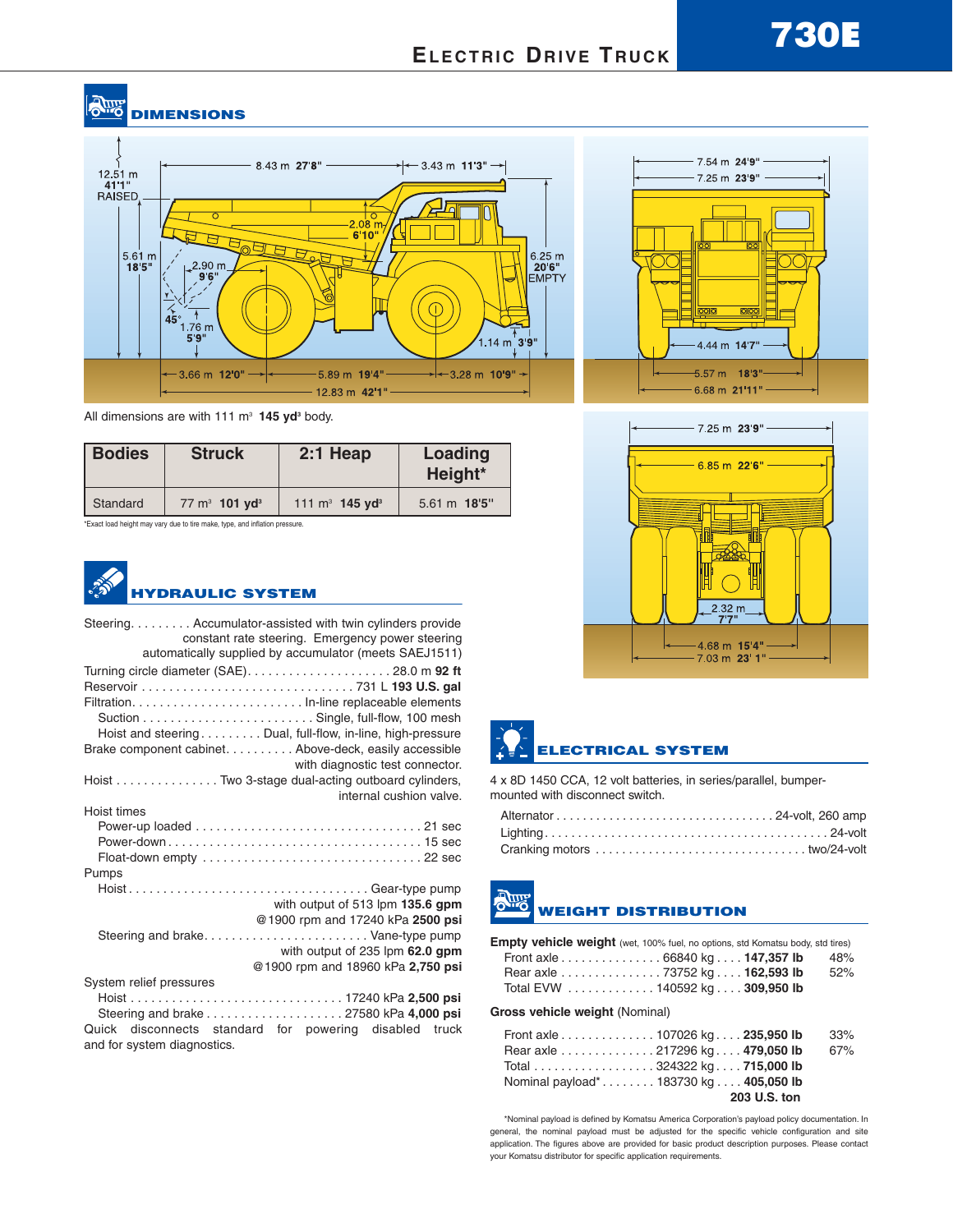# 730E

## ELECTRIC DRIVE TRUCK

## DIMENSIONS

All dimensions are with 111 m³ **145 yd³** body.

| Bodies | Struck | 2:1 Heap | Loading Height* |
|---|---|---|---|
| Standard | 77 m³ **101 yd³** | 111 m³ **145 yd³** | 5.61 m **18'5"** |

*Exact load height may vary due to tire make, type, and inflation pressure.

## HYDRAULIC SYSTEM

Steering. . . . . . . . . Accumulator-assisted with twin cylinders provide constant rate steering. Emergency power steering automatically supplied by accumulator (meets SAEJ1511)

Turning circle diameter (SAE). . . . . . . . . . . . . . . . . . . . . 28.0 m **92 ft**

Reservoir . . . . . . . . . . . . . . . . . . . . . . . . . . . . . . . 731 L **193 U.S. gal**

Filtration. . . . . . . . . . . . . . . . . . . . . . . . . In-line replaceable elements
- Suction . . . . . . . . . . . . . . . . . . . . . . . . Single, full-flow, 100 mesh
- Hoist and steering . . . . . . . . . Dual, full-flow, in-line, high-pressure

Brake component cabinet. . . . . . . . . . Above-deck, easily accessible with diagnostic test connector.

Hoist . . . . . . . . . . . . . . . Two 3-stage dual-acting outboard cylinders, internal cushion valve.

Hoist times
- Power-up loaded . . . . . . . . . . . . . . . . . . . . . . . . . . . . . . . . 21 sec
- Power-down . . . . . . . . . . . . . . . . . . . . . . . . . . . . . . . . . . . . 15 sec
- Float-down empty . . . . . . . . . . . . . . . . . . . . . . . . . . . . . . . 22 sec

Pumps
- Hoist . . . . . . . . . . . . . . . . . . . . . . . . . . . . . . . . . . Gear-type pump with output of 513 lpm **135.6 gpm** @1900 rpm and 17240 kPa **2500 psi**
- Steering and brake. . . . . . . . . . . . . . . . . . . . . . . Vane-type pump with output of 235 lpm **62.0 gpm** @1900 rpm and 18960 kPa **2,750 psi**

System relief pressures
- Hoist . . . . . . . . . . . . . . . . . . . . . . . . . . . . . . . 17240 kPa **2,500 psi**
- Steering and brake . . . . . . . . . . . . . . . . . . . 27580 kPa **4,000 psi**

Quick disconnects standard for powering disabled truck and for system diagnostics.

## ELECTRICAL SYSTEM

4 x 8D 1450 CCA, 12 volt batteries, in series/parallel, bumper-mounted with disconnect switch.

Alternator . . . . . . . . . . . . . . . . . . . . . . . . . . . . . . . . 24-volt, 260 amp
Lighting. . . . . . . . . . . . . . . . . . . . . . . . . . . . . . . . . . . . . . . . . . 24-volt
Cranking motors . . . . . . . . . . . . . . . . . . . . . . . . . . . . . . . two/24-volt

## WEIGHT DISTRIBUTION

**Empty vehicle weight** (wet, 100% fuel, no options, std Komatsu body, std tires)

| | | | |
|---|---|---|---|
| Front axle | 66840 kg | **147,357 lb** | 48% |
| Rear axle | 73752 kg | **162,593 lb** | 52% |
| Total EVW | 140592 kg | **309,950 lb** | |

**Gross vehicle weight** (Nominal)

| | | | |
|---|---|---|---|
| Front axle | 107026 kg | **235,950 lb** | 33% |
| Rear axle | 217296 kg | **479,050 lb** | 67% |
| Total | 324322 kg | **715,000 lb** | |
| Nominal payload* | 183730 kg | **405,050 lb** **203 U.S. ton** | |

*Nominal payload is defined by Komatsu America Corporation's payload policy documentation. In general, the nominal payload must be adjusted for the specific vehicle configuration and site application. The figures above are provided for basic product description purposes. Please contact your Komatsu distributor for specific application requirements.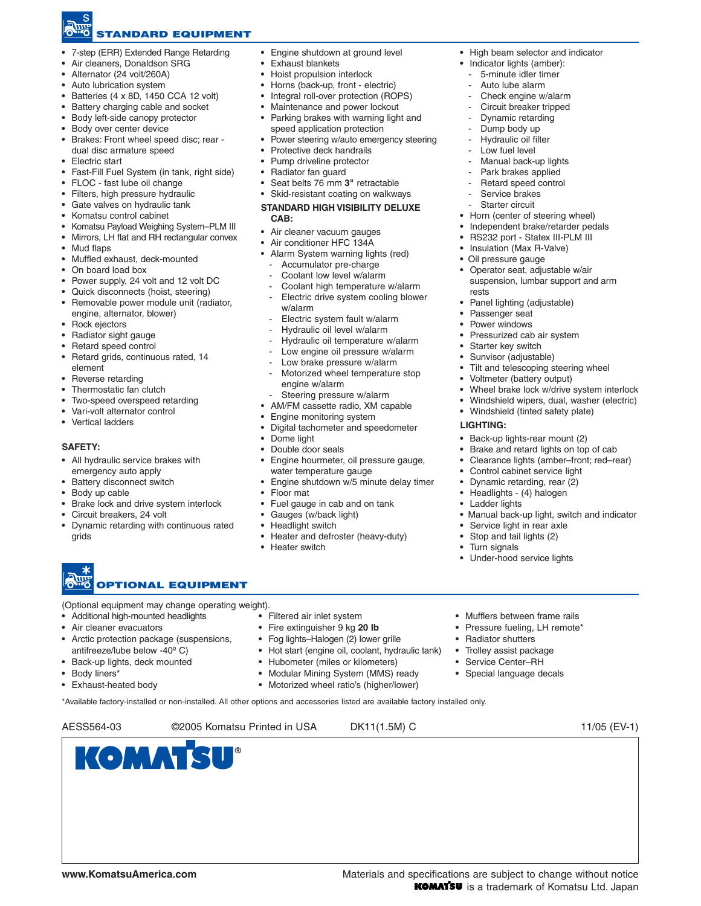## STANDARD EQUIPMENT

- 7-step (ERR) Extended Range Retarding
- Air cleaners, Donaldson SRG
- Alternator (24 volt/260A)
- Auto lubrication system
- Batteries (4 x 8D, 1450 CCA 12 volt)
- Battery charging cable and socket
- Body left-side canopy protector
- Body over center device
- Brakes: Front wheel speed disc; rear - dual disc armature speed
- Electric start
- Fast-Fill Fuel System (in tank, right side)
- FLOC - fast lube oil change
- Filters, high pressure hydraulic
- Gate valves on hydraulic tank
- Komatsu control cabinet
- Komatsu Payload Weighing System–PLM III
- Mirrors, LH flat and RH rectangular convex
- Mud flaps
- Muffled exhaust, deck-mounted
- On board load box
- Power supply, 24 volt and 12 volt DC
- Quick disconnects (hoist, steering)
- Removable power module unit (radiator, engine, alternator, blower)
- Rock ejectors
- Radiator sight gauge
- Retard speed control
- Retard grids, continuous rated, 14 element
- Reverse retarding
- Thermostatic fan clutch
- Two-speed overspeed retarding
- Vari-volt alternator control
- Vertical ladders

**SAFETY:**

- All hydraulic service brakes with emergency auto apply
- Battery disconnect switch
- Body up cable
- Brake lock and drive system interlock
- Circuit breakers, 24 volt
- Dynamic retarding with continuous rated grids
- Engine shutdown at ground level
- Exhaust blankets
- Hoist propulsion interlock
- Horns (back-up, front - electric)
- Integral roll-over protection (ROPS)
- Maintenance and power lockout
- Parking brakes with warning light and speed application protection
- Power steering w/auto emergency steering
- Protective deck handrails
- Pump driveline protector
- Radiator fan guard
- Seat belts 76 mm **3"** retractable
- Skid-resistant coating on walkways

**STANDARD HIGH VISIBILITY DELUXE CAB:**

- Air cleaner vacuum gauges
- Air conditioner HFC 134A
- Alarm System warning lights (red)
  - Accumulator pre-charge
  - Coolant low level w/alarm
  - Coolant high temperature w/alarm
  - Electric drive system cooling blower w/alarm
  - Electric system fault w/alarm
  - Hydraulic oil level w/alarm
  - Hydraulic oil temperature w/alarm
  - Low engine oil pressure w/alarm
  - Low brake pressure w/alarm
  - Motorized wheel temperature stop engine w/alarm
  - Steering pressure w/alarm
- AM/FM cassette radio, XM capable
- Engine monitoring system
- Digital tachometer and speedometer
- Dome light
- Double door seals
- Engine hourmeter, oil pressure gauge, water temperature gauge
- Engine shutdown w/5 minute delay timer
- Floor mat
- Fuel gauge in cab and on tank
- Gauges (w/back light)
- Headlight switch
- Heater and defroster (heavy-duty)
- Heater switch
- High beam selector and indicator
- Indicator lights (amber):
  - 5-minute idler timer
  - Auto lube alarm
  - Check engine w/alarm
  - Circuit breaker tripped
  - Dynamic retarding
  - Dump body up
  - Hydraulic oil filter
  - Low fuel level
  - Manual back-up lights
  - Park brakes applied
  - Retard speed control
  - Service brakes
  - Starter circuit
- Horn (center of steering wheel)
- Independent brake/retarder pedals
- RS232 port - Statex III-PLM III
- Insulation (Max R-Valve)
- Oil pressure gauge
- Operator seat, adjustable w/air suspension, lumbar support and arm rests
- Panel lighting (adjustable)
- Passenger seat
- Power windows
- Pressurized cab air system
- Starter key switch
- Sunvisor (adjustable)
- Tilt and telescoping steering wheel
- Voltmeter (battery output)
- Wheel brake lock w/drive system interlock
- Windshield wipers, dual, washer (electric)
- Windshield (tinted safety plate)

**LIGHTING:**

- Back-up lights-rear mount (2)
- Brake and retard lights on top of cab
- Clearance lights (amber–front; red–rear)
- Control cabinet service light
- Dynamic retarding, rear (2)
- Headlights - (4) halogen
- Ladder lights
- Manual back-up light, switch and indicator
- Service light in rear axle
- Stop and tail lights (2)
- Turn signals
- Under-hood service lights

## OPTIONAL EQUIPMENT

(Optional equipment may change operating weight).

- Additional high-mounted headlights
- Air cleaner evacuators
- Arctic protection package (suspensions, antifreeze/lube below -40º C)
- Back-up lights, deck mounted
- Body liners*
- Exhaust-heated body
- Filtered air inlet system
- Fire extinguisher 9 kg **20 lb**
- Fog lights–Halogen (2) lower grille
- Hot start (engine oil, coolant, hydraulic tank)
- Hubometer (miles or kilometers)
- Modular Mining System (MMS) ready
- Motorized wheel ratio's (higher/lower)
- Mufflers between frame rails
- Pressure fueling, LH remote*
- Radiator shutters
- Trolley assist package
- Service Center–RH
- Special language decals

*Available factory-installed or non-installed. All other options and accessories listed are available factory installed only.

AESS564-03 ©2005 Komatsu Printed in USA DK11(1.5M) C 11/05 (EV-1)

KOMATSU®

**www.KomatsuAmerica.com**

Materials and specifications are subject to change without notice

KOMATSU is a trademark of Komatsu Ltd. Japan